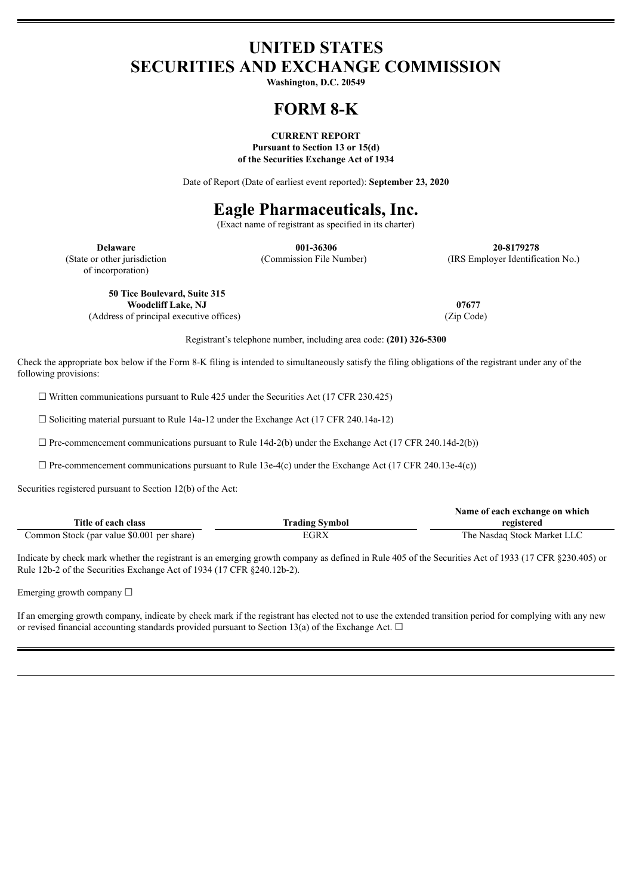# UNITED STATES
# SECURITIES AND EXCHANGE COMMISSION

**Washington, D.C. 20549**

# FORM 8-K

**CURRENT REPORT**
**Pursuant to Section 13 or 15(d)**
**of the Securities Exchange Act of 1934**

Date of Report (Date of earliest event reported): **September 23, 2020**

# Eagle Pharmaceuticals, Inc.

(Exact name of registrant as specified in its charter)

| **Delaware** | **001-36306** | **20-8179278** |
|---|---|---|
| (State or other jurisdiction of incorporation) | (Commission File Number) | (IRS Employer Identification No.) |

| **50 Tice Boulevard, Suite 315** **Woodcliff Lake, NJ** | **07677** |
|---|---|
| (Address of principal executive offices) | (Zip Code) |

Registrant's telephone number, including area code: **(201) 326-5300**

Check the appropriate box below if the Form 8-K filing is intended to simultaneously satisfy the filing obligations of the registrant under any of the following provisions:

☐ Written communications pursuant to Rule 425 under the Securities Act (17 CFR 230.425)

☐ Soliciting material pursuant to Rule 14a-12 under the Exchange Act (17 CFR 240.14a-12)

☐ Pre-commencement communications pursuant to Rule 14d-2(b) under the Exchange Act (17 CFR 240.14d-2(b))

☐ Pre-commencement communications pursuant to Rule 13e-4(c) under the Exchange Act (17 CFR 240.13e-4(c))

Securities registered pursuant to Section 12(b) of the Act:

| Title of each class | Trading Symbol | Name of each exchange on which registered |
|---|---|---|
| Common Stock (par value $0.001 per share) | EGRX | The Nasdaq Stock Market LLC |

Indicate by check mark whether the registrant is an emerging growth company as defined in Rule 405 of the Securities Act of 1933 (17 CFR §230.405) or Rule 12b-2 of the Securities Exchange Act of 1934 (17 CFR §240.12b-2).

Emerging growth company ☐

If an emerging growth company, indicate by check mark if the registrant has elected not to use the extended transition period for complying with any new or revised financial accounting standards provided pursuant to Section 13(a) of the Exchange Act. ☐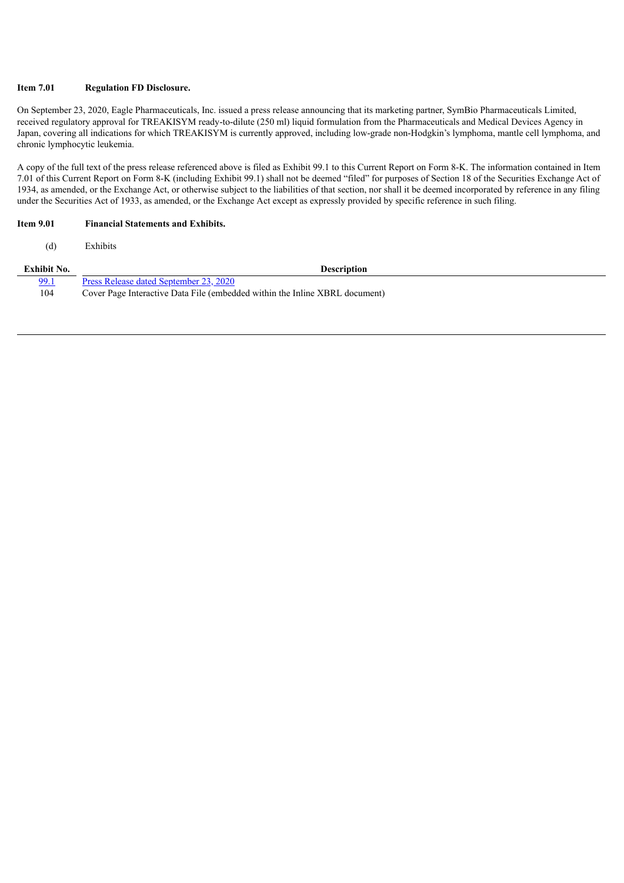**Item 7.01 Regulation FD Disclosure.**

On September 23, 2020, Eagle Pharmaceuticals, Inc. issued a press release announcing that its marketing partner, SymBio Pharmaceuticals Limited, received regulatory approval for TREAKISYM ready-to-dilute (250 ml) liquid formulation from the Pharmaceuticals and Medical Devices Agency in Japan, covering all indications for which TREAKISYM is currently approved, including low-grade non-Hodgkin's lymphoma, mantle cell lymphoma, and chronic lymphocytic leukemia.

A copy of the full text of the press release referenced above is filed as Exhibit 99.1 to this Current Report on Form 8-K. The information contained in Item 7.01 of this Current Report on Form 8-K (including Exhibit 99.1) shall not be deemed "filed" for purposes of Section 18 of the Securities Exchange Act of 1934, as amended, or the Exchange Act, or otherwise subject to the liabilities of that section, nor shall it be deemed incorporated by reference in any filing under the Securities Act of 1933, as amended, or the Exchange Act except as expressly provided by specific reference in such filing.

**Item 9.01 Financial Statements and Exhibits.**

(d) Exhibits

| Exhibit No. | Description |
|---|---|
| 99.1 | Press Release dated September 23, 2020 |
| 104 | Cover Page Interactive Data File (embedded within the Inline XBRL document) |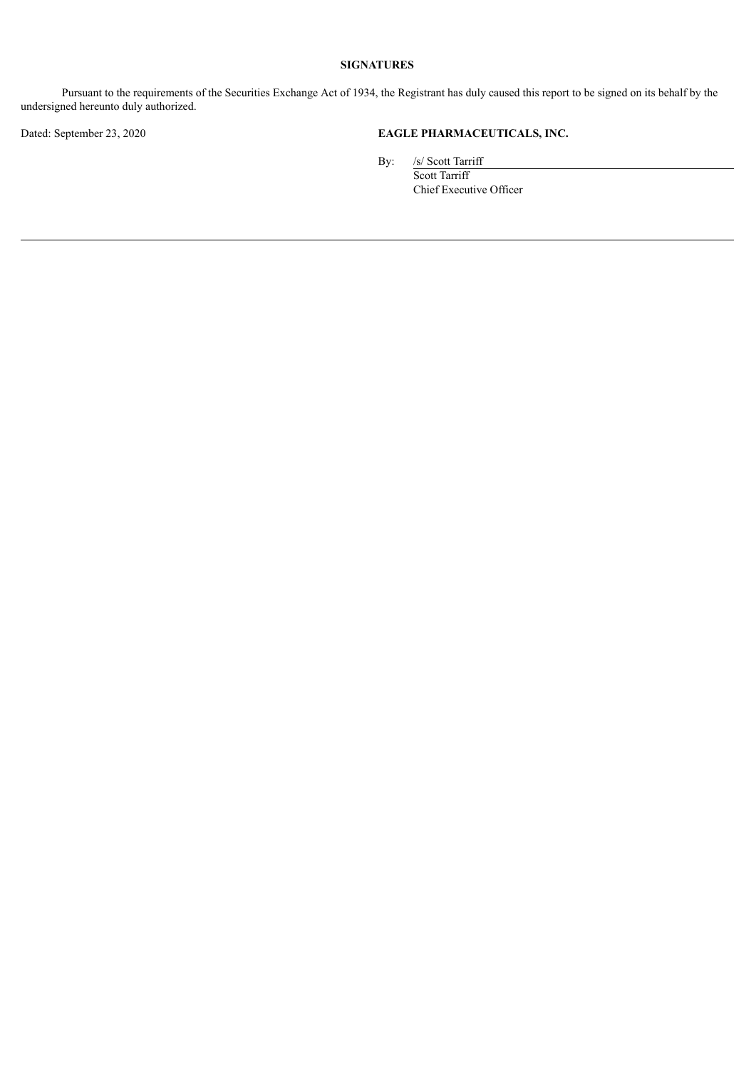## SIGNATURES

Pursuant to the requirements of the Securities Exchange Act of 1934, the Registrant has duly caused this report to be signed on its behalf by the undersigned hereunto duly authorized.

Dated: September 23, 2020

**EAGLE PHARMACEUTICALS, INC.**

By: /s/ Scott Tarriff
Scott Tarriff
Chief Executive Officer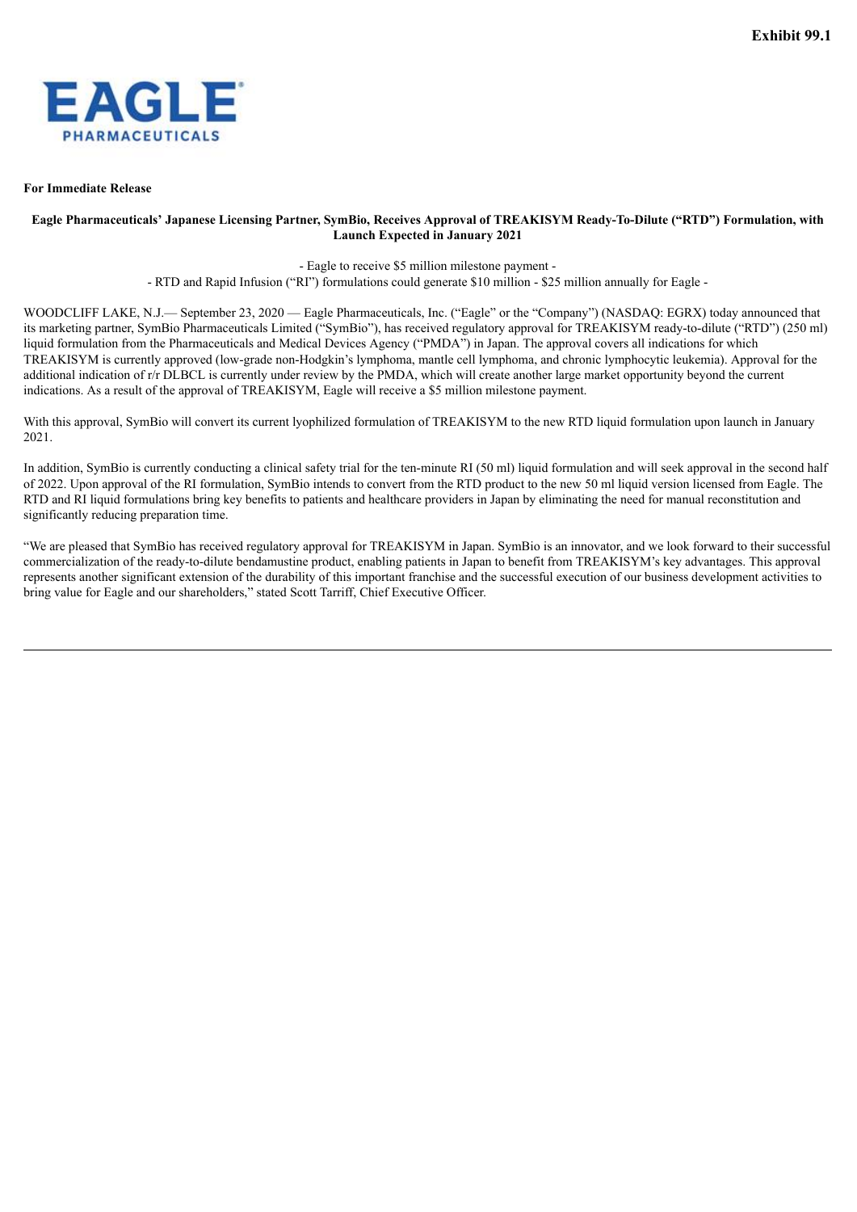**Exhibit 99.1**

**EAGLE**
**PHARMACEUTICALS**

**For Immediate Release**

**Eagle Pharmaceuticals' Japanese Licensing Partner, SymBio, Receives Approval of TREAKISYM Ready-To-Dilute ("RTD") Formulation, with Launch Expected in January 2021**

- Eagle to receive $5 million milestone payment -

- RTD and Rapid Infusion ("RI") formulations could generate $10 million - $25 million annually for Eagle -

WOODCLIFF LAKE, N.J.— September 23, 2020 — Eagle Pharmaceuticals, Inc. ("Eagle" or the "Company") (NASDAQ: EGRX) today announced that its marketing partner, SymBio Pharmaceuticals Limited ("SymBio"), has received regulatory approval for TREAKISYM ready-to-dilute ("RTD") (250 ml) liquid formulation from the Pharmaceuticals and Medical Devices Agency ("PMDA") in Japan. The approval covers all indications for which TREAKISYM is currently approved (low-grade non-Hodgkin's lymphoma, mantle cell lymphoma, and chronic lymphocytic leukemia). Approval for the additional indication of r/r DLBCL is currently under review by the PMDA, which will create another large market opportunity beyond the current indications. As a result of the approval of TREAKISYM, Eagle will receive a $5 million milestone payment.

With this approval, SymBio will convert its current lyophilized formulation of TREAKISYM to the new RTD liquid formulation upon launch in January 2021.

In addition, SymBio is currently conducting a clinical safety trial for the ten-minute RI (50 ml) liquid formulation and will seek approval in the second half of 2022. Upon approval of the RI formulation, SymBio intends to convert from the RTD product to the new 50 ml liquid version licensed from Eagle. The RTD and RI liquid formulations bring key benefits to patients and healthcare providers in Japan by eliminating the need for manual reconstitution and significantly reducing preparation time.

"We are pleased that SymBio has received regulatory approval for TREAKISYM in Japan. SymBio is an innovator, and we look forward to their successful commercialization of the ready-to-dilute bendamustine product, enabling patients in Japan to benefit from TREAKISYM's key advantages. This approval represents another significant extension of the durability of this important franchise and the successful execution of our business development activities to bring value for Eagle and our shareholders," stated Scott Tarriff, Chief Executive Officer.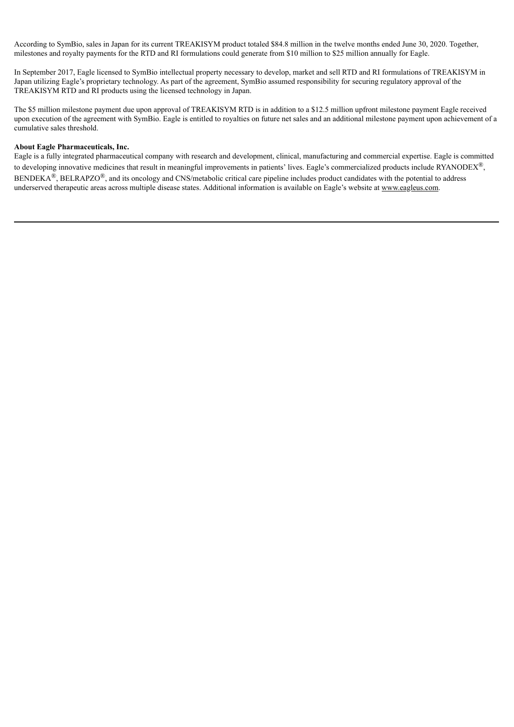According to SymBio, sales in Japan for its current TREAKISYM product totaled $84.8 million in the twelve months ended June 30, 2020. Together, milestones and royalty payments for the RTD and RI formulations could generate from $10 million to $25 million annually for Eagle.

In September 2017, Eagle licensed to SymBio intellectual property necessary to develop, market and sell RTD and RI formulations of TREAKISYM in Japan utilizing Eagle's proprietary technology. As part of the agreement, SymBio assumed responsibility for securing regulatory approval of the TREAKISYM RTD and RI products using the licensed technology in Japan.

The $5 million milestone payment due upon approval of TREAKISYM RTD is in addition to a $12.5 million upfront milestone payment Eagle received upon execution of the agreement with SymBio. Eagle is entitled to royalties on future net sales and an additional milestone payment upon achievement of a cumulative sales threshold.

**About Eagle Pharmaceuticals, Inc.**

Eagle is a fully integrated pharmaceutical company with research and development, clinical, manufacturing and commercial expertise. Eagle is committed to developing innovative medicines that result in meaningful improvements in patients' lives. Eagle's commercialized products include RYANODEX®, BENDEKA®, BELRAPZO®, and its oncology and CNS/metabolic critical care pipeline includes product candidates with the potential to address underserved therapeutic areas across multiple disease states. Additional information is available on Eagle's website at www.eagleus.com.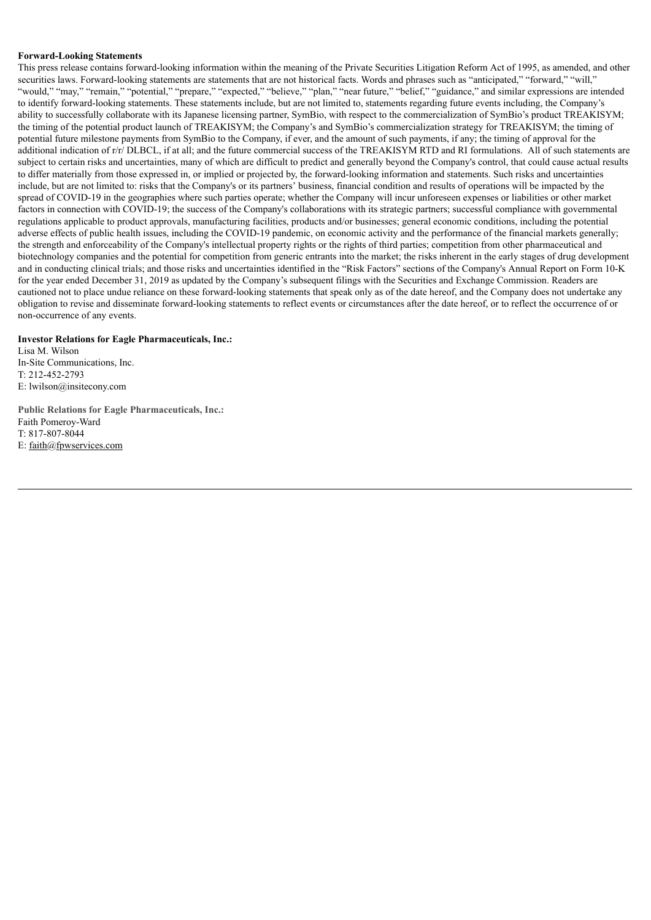**Forward-Looking Statements**

This press release contains forward-looking information within the meaning of the Private Securities Litigation Reform Act of 1995, as amended, and other securities laws. Forward-looking statements are statements that are not historical facts. Words and phrases such as "anticipated," "forward," "will," "would," "may," "remain," "potential," "prepare," "expected," "believe," "plan," "near future," "belief," "guidance," and similar expressions are intended to identify forward-looking statements. These statements include, but are not limited to, statements regarding future events including, the Company's ability to successfully collaborate with its Japanese licensing partner, SymBio, with respect to the commercialization of SymBio's product TREAKISYM; the timing of the potential product launch of TREAKISYM; the Company's and SymBio's commercialization strategy for TREAKISYM; the timing of potential future milestone payments from SymBio to the Company, if ever, and the amount of such payments, if any; the timing of approval for the additional indication of r/r/ DLBCL, if at all; and the future commercial success of the TREAKISYM RTD and RI formulations. All of such statements are subject to certain risks and uncertainties, many of which are difficult to predict and generally beyond the Company's control, that could cause actual results to differ materially from those expressed in, or implied or projected by, the forward-looking information and statements. Such risks and uncertainties include, but are not limited to: risks that the Company's or its partners' business, financial condition and results of operations will be impacted by the spread of COVID-19 in the geographies where such parties operate; whether the Company will incur unforeseen expenses or liabilities or other market factors in connection with COVID-19; the success of the Company's collaborations with its strategic partners; successful compliance with governmental regulations applicable to product approvals, manufacturing facilities, products and/or businesses; general economic conditions, including the potential adverse effects of public health issues, including the COVID-19 pandemic, on economic activity and the performance of the financial markets generally; the strength and enforceability of the Company's intellectual property rights or the rights of third parties; competition from other pharmaceutical and biotechnology companies and the potential for competition from generic entrants into the market; the risks inherent in the early stages of drug development and in conducting clinical trials; and those risks and uncertainties identified in the "Risk Factors" sections of the Company's Annual Report on Form 10-K for the year ended December 31, 2019 as updated by the Company's subsequent filings with the Securities and Exchange Commission. Readers are cautioned not to place undue reliance on these forward-looking statements that speak only as of the date hereof, and the Company does not undertake any obligation to revise and disseminate forward-looking statements to reflect events or circumstances after the date hereof, or to reflect the occurrence of or non-occurrence of any events.

**Investor Relations for Eagle Pharmaceuticals, Inc.:**
Lisa M. Wilson
In-Site Communications, Inc.
T: 212-452-2793
E: lwilson@insitecony.com

**Public Relations for Eagle Pharmaceuticals, Inc.:**
Faith Pomeroy-Ward
T: 817-807-8044
E: faith@fpwservices.com